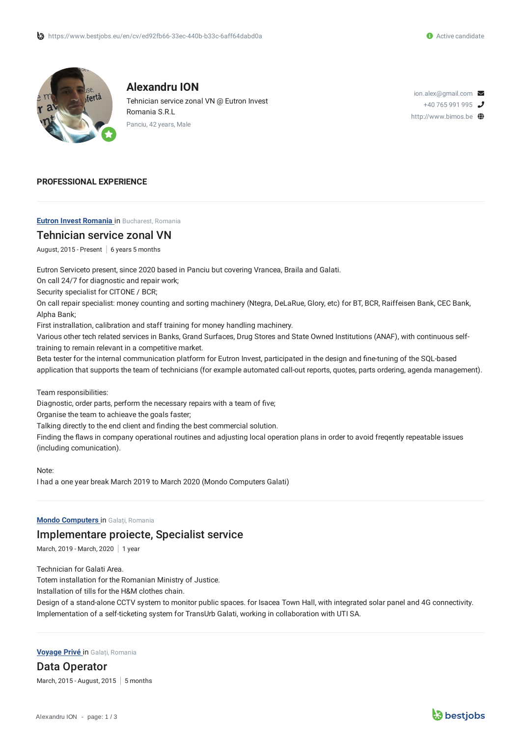https://www.bestjobs.eu/en/cv/ed92fb66-33ec-440b-b33c-6aff64dabd0a

Active candidate

# Alexandru ION

Tehnician service zonal VN @ Eutron Invest Romania S.R.L

Panciu, 42 years, Male

ion.alex@gmail.com
+40 765 991 995
http://www.bimos.be

## PROFESSIONAL EXPERIENCE

**Eutron Invest Romania** in Bucharest, Romania

### Tehnician service zonal VN

August, 2015 - Present | 6 years 5 months

Eutron Serviceto present, since 2020 based in Panciu but covering Vrancea, Braila and Galati.
On call 24/7 for diagnostic and repair work;
Security specialist for CITONE / BCR;
On call repair specialist: money counting and sorting machinery (Ntegra, DeLaRue, Glory, etc) for BT, BCR, Raiffeisen Bank, CEC Bank, Alpha Bank;
First installation, calibration and staff training for money handling machinery.
Various other tech related services in Banks, Grand Surfaces, Drug Stores and State Owned Institutions (ANAF), with continuous self-training to remain relevant in a competitive market.
Beta tester for the internal communication platform for Eutron Invest, participated in the design and fine-tuning of the SQL-based application that supports the team of technicians (for example automated call-out reports, quotes, parts ordering, agenda management).

Team responsibilities:
Diagnostic, order parts, perform the necessary repairs with a team of five;
Organise the team to achieave the goals faster;
Talking directly to the end client and finding the best commercial solution.
Finding the flaws in company operational routines and adjusting local operation plans in order to avoid freqently repeatable issues (including comunication).

Note:
I had a one year break March 2019 to March 2020 (Mondo Computers Galati)

**Mondo Computers** in Galați, Romania

### Implementare proiecte, Specialist service

March, 2019 - March, 2020 | 1 year

Technician for Galati Area.
Totem installation for the Romanian Ministry of Justice.
Installation of tills for the H&M clothes chain.
Design of a stand-alone CCTV system to monitor public spaces. for Isacea Town Hall, with integrated solar panel and 4G connectivity.
Implementation of a self-ticketing system for TransUrb Galati, working in collaboration with UTI SA.

**Voyage Privé** in Galați, Romania

### Data Operator

March, 2015 - August, 2015 | 5 months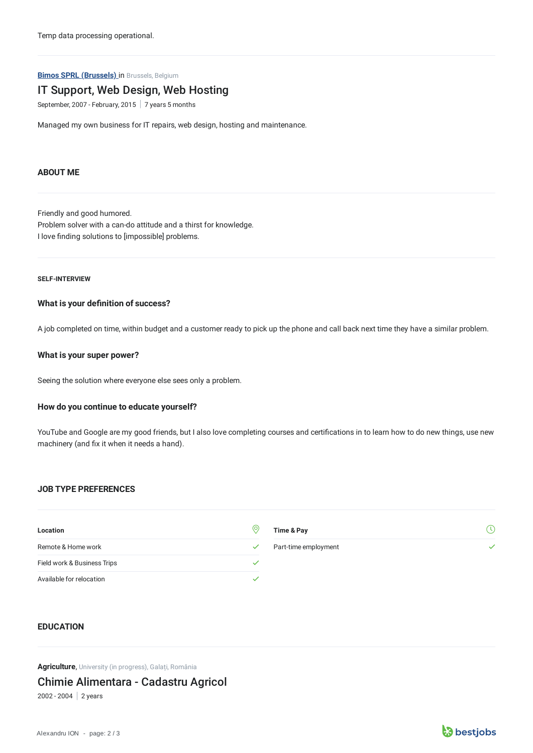Temp data processing operational.

---

**Bimos SPRL (Brussels)** in Brussels, Belgium

### IT Support, Web Design, Web Hosting

September, 2007 - February, 2015 | 7 years 5 months

Managed my own business for IT repairs, web design, hosting and maintenance.

## ABOUT ME

Friendly and good humored.
Problem solver with a can-do attitude and a thirst for knowledge.
I love finding solutions to [impossible] problems.

---

#### SELF-INTERVIEW

### What is your definition of success?

A job completed on time, within budget and a customer ready to pick up the phone and call back next time they have a similar problem.

### What is your super power?

Seeing the solution where everyone else sees only a problem.

### How do you continue to educate yourself?

YouTube and Google are my good friends, but I also love completing courses and certifications in to learn how to do new things, use new machinery (and fix it when it needs a hand).

## JOB TYPE PREFERENCES

| Location | |
|---|---|
| Remote & Home work | ✓ |
| Field work & Business Trips | ✓ |
| Available for relocation | ✓ |

| Time & Pay | |
|---|---|
| Part-time employment | ✓ |

## EDUCATION

**Agriculture**, University (in progress), Galați, România

### Chimie Alimentara - Cadastru Agricol

2002 - 2004 | 2 years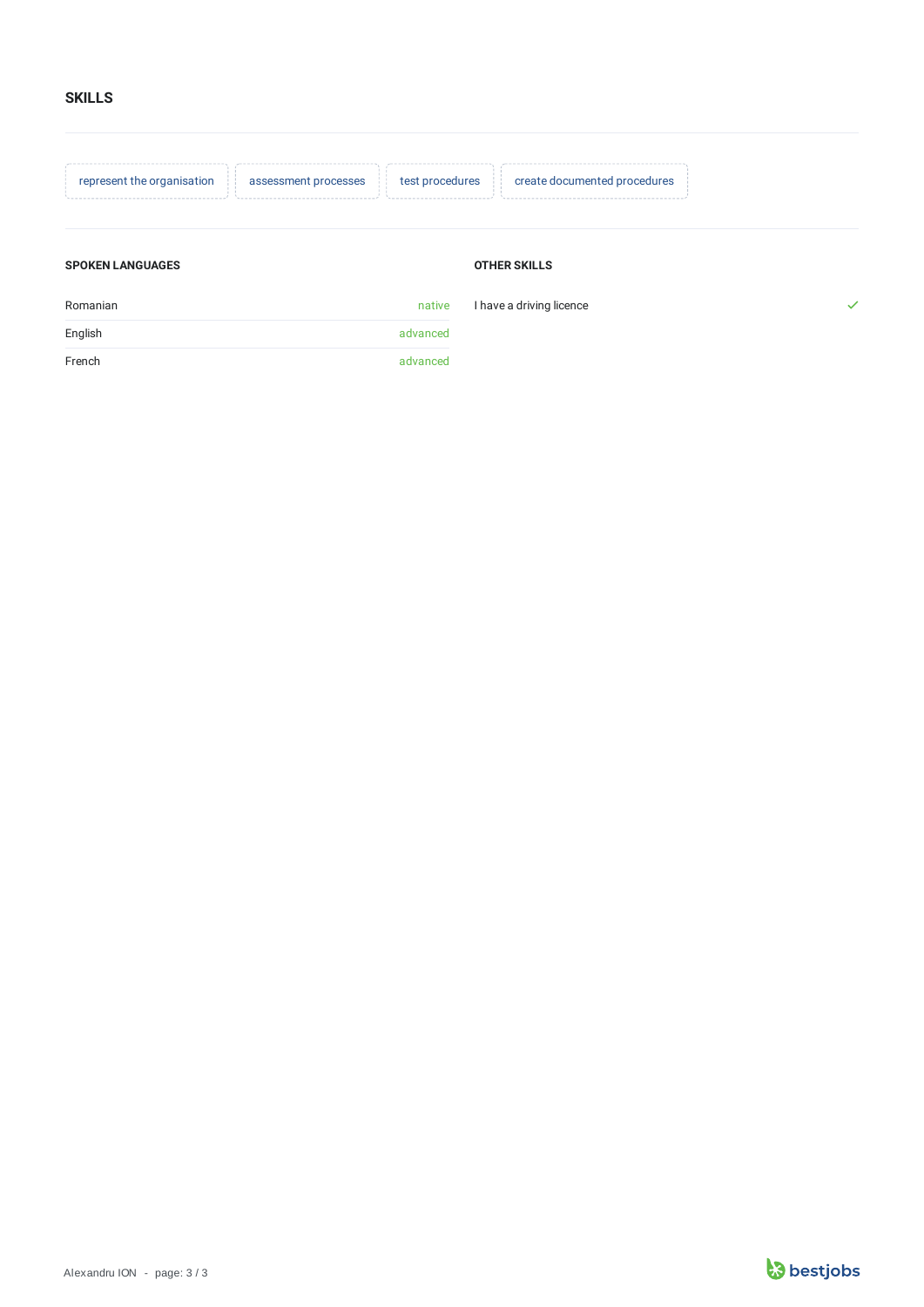## SKILLS

represent the organisation | assessment processes | test procedures | create documented procedures

### SPOKEN LANGUAGES

| | |
|---|---|
| Romanian | native |
| English | advanced |
| French | advanced |

### OTHER SKILLS

I have a driving licence ✓